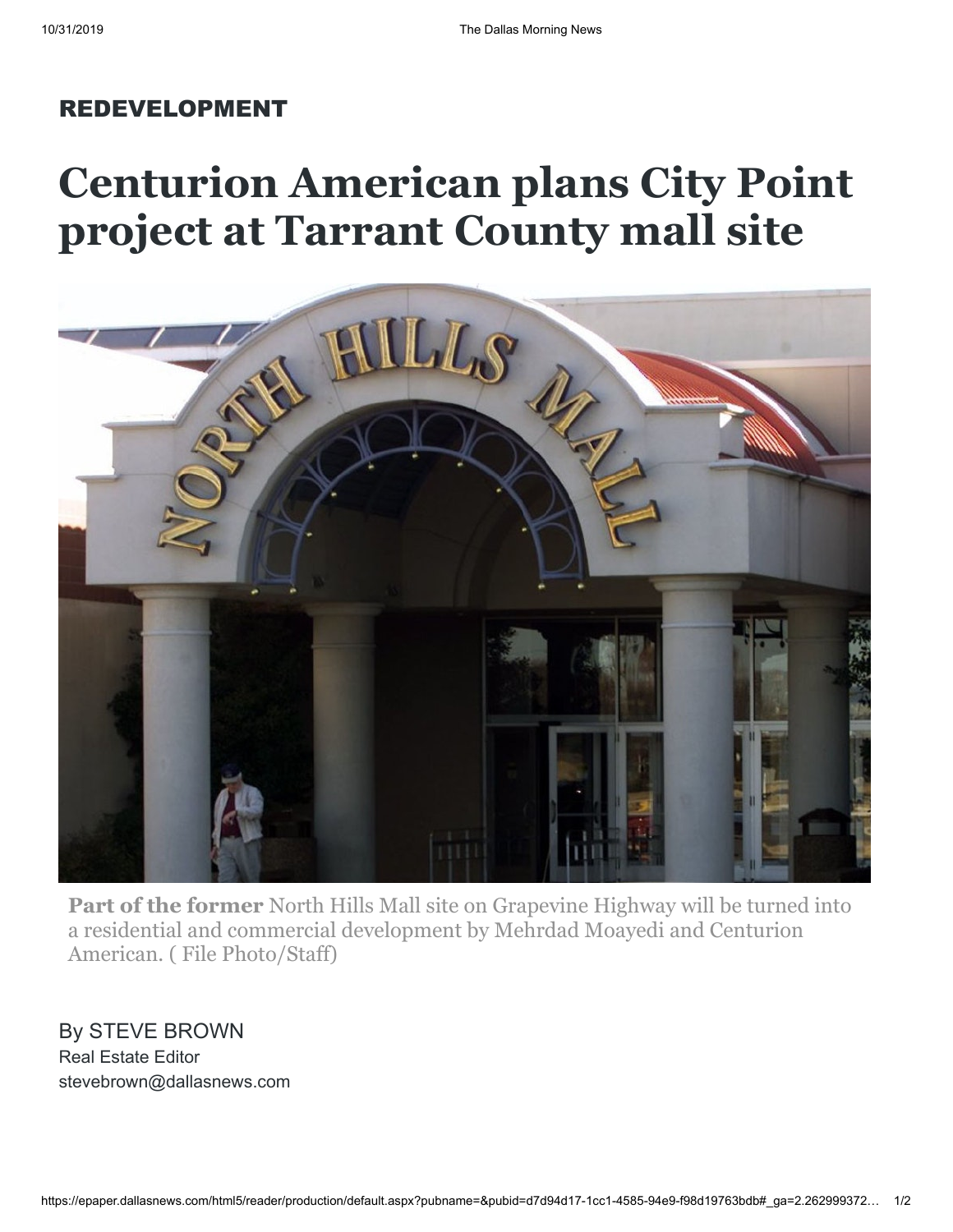REDEVELOPMENT

# Centurion American plans City Point project at Tarrant County mall site

**Part of the former** North Hills Mall site on Grapevine Highway will be turned into a residential and commercial development by Mehrdad Moayedi and Centurion American. ( File Photo/Staff)

By STEVE BROWN
Real Estate Editor
stevebrown@dallasnews.com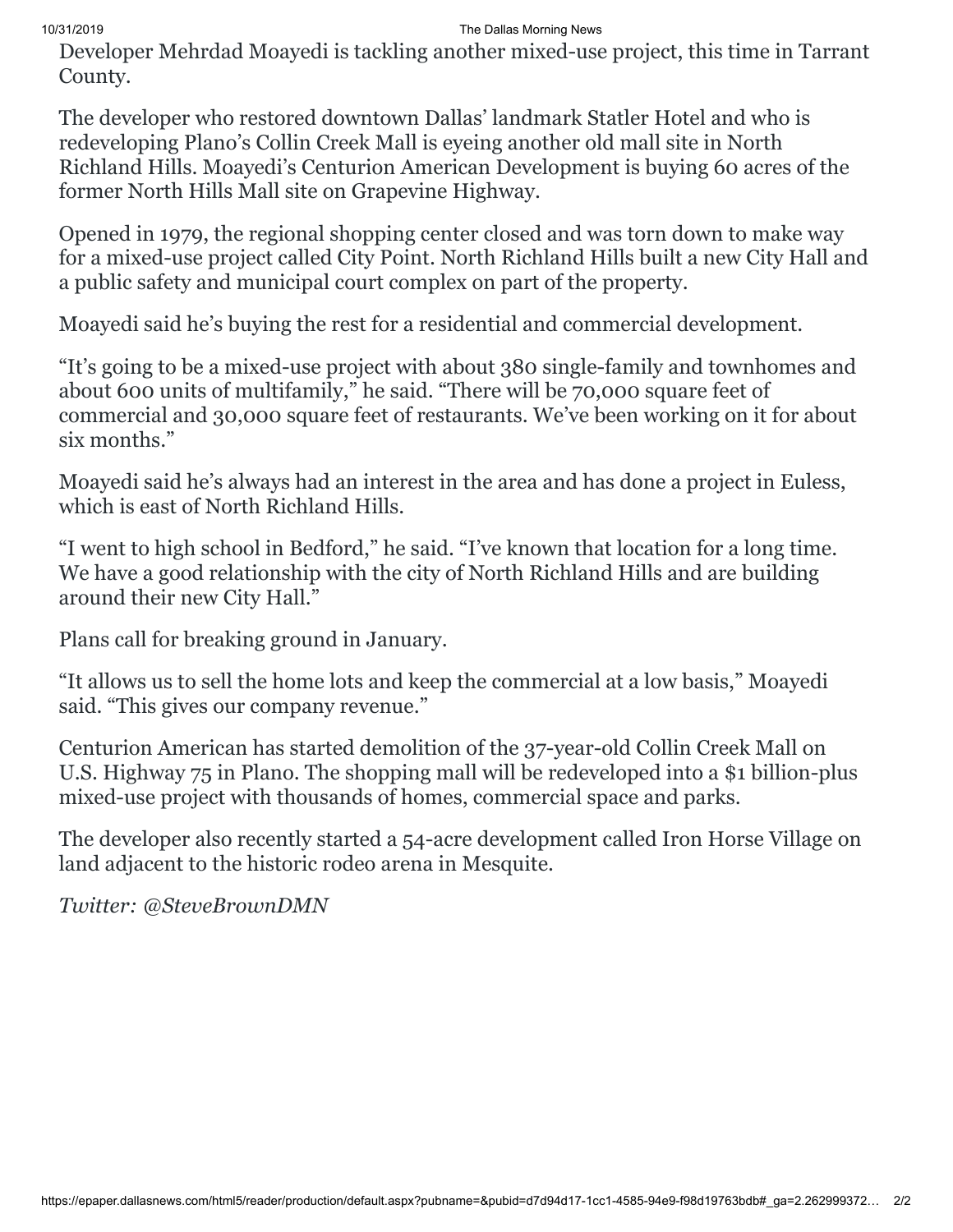Developer Mehrdad Moayedi is tackling another mixed-use project, this time in Tarrant County.

The developer who restored downtown Dallas' landmark Statler Hotel and who is redeveloping Plano's Collin Creek Mall is eyeing another old mall site in North Richland Hills. Moayedi's Centurion American Development is buying 60 acres of the former North Hills Mall site on Grapevine Highway.

Opened in 1979, the regional shopping center closed and was torn down to make way for a mixed-use project called City Point. North Richland Hills built a new City Hall and a public safety and municipal court complex on part of the property.

Moayedi said he's buying the rest for a residential and commercial development.

"It's going to be a mixed-use project with about 380 single-family and townhomes and about 600 units of multifamily," he said. "There will be 70,000 square feet of commercial and 30,000 square feet of restaurants. We've been working on it for about six months."

Moayedi said he's always had an interest in the area and has done a project in Euless, which is east of North Richland Hills.

"I went to high school in Bedford," he said. "I've known that location for a long time. We have a good relationship with the city of North Richland Hills and are building around their new City Hall."

Plans call for breaking ground in January.

"It allows us to sell the home lots and keep the commercial at a low basis," Moayedi said. "This gives our company revenue."

Centurion American has started demolition of the 37-year-old Collin Creek Mall on U.S. Highway 75 in Plano. The shopping mall will be redeveloped into a $1 billion-plus mixed-use project with thousands of homes, commercial space and parks.

The developer also recently started a 54-acre development called Iron Horse Village on land adjacent to the historic rodeo arena in Mesquite.

*Twitter: @SteveBrownDMN*